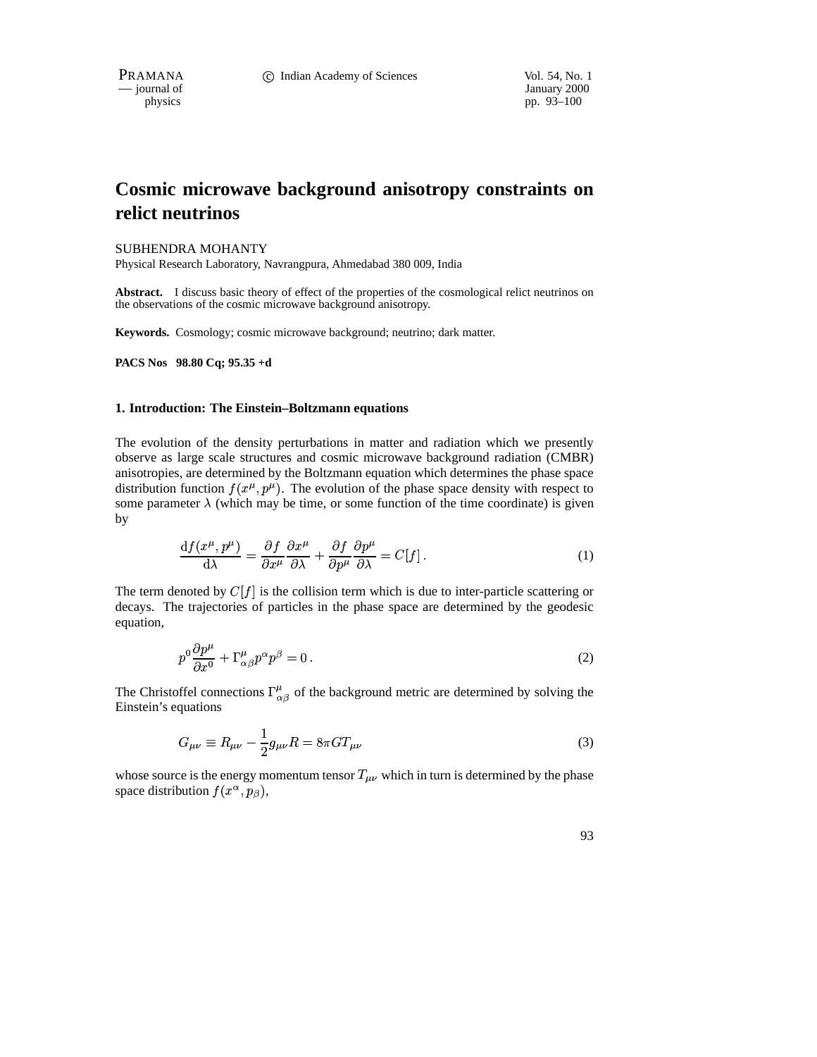# Cosmic microwave background anisotropy constraints on relict neutrinos

SUBHENDRA MOHANTY

Physical Research Laboratory, Navrangpura, Ahmedabad 380 009, India

**Abstract.** I discuss basic theory of effect of the properties of the cosmological relict neutrinos on the observations of the cosmic microwave background anisotropy.

**Keywords.** Cosmology; cosmic microwave background; neutrino; dark matter.

**PACS Nos 98.80 Cq; 95.35 +d**

## 1. Introduction: The Einstein–Boltzmann equations

The evolution of the density perturbations in matter and radiation which we presently observe as large scale structures and cosmic microwave background radiation (CMBR) anisotropies, are determined by the Boltzmann equation which determines the phase space distribution function $f(x^\mu, p^\mu)$. The evolution of the phase space density with respect to some parameter $\lambda$ (which may be time, or some function of the time coordinate) is given by

$$\frac{\mathrm{d}f(x^\mu, p^\mu)}{\mathrm{d}\lambda} = \frac{\partial f}{\partial x^\mu}\frac{\partial x^\mu}{\partial \lambda} + \frac{\partial f}{\partial p^\mu}\frac{\partial p^\mu}{\partial \lambda} = C[f]\,. \tag{1}$$

The term denoted by $C[f]$ is the collision term which is due to inter-particle scattering or decays. The trajectories of particles in the phase space are determined by the geodesic equation,

$$p^0\frac{\partial p^\mu}{\partial x^0} + \Gamma^\mu_{\alpha\beta}p^\alpha p^\beta = 0\,. \tag{2}$$

The Christoffel connections $\Gamma^\mu_{\alpha\beta}$ of the background metric are determined by solving the Einstein's equations

$$G_{\mu\nu} \equiv R_{\mu\nu} - \frac{1}{2}g_{\mu\nu}R = 8\pi G T_{\mu\nu} \tag{3}$$

whose source is the energy momentum tensor $T_{\mu\nu}$ which in turn is determined by the phase space distribution $f(x^\alpha, p_\beta)$,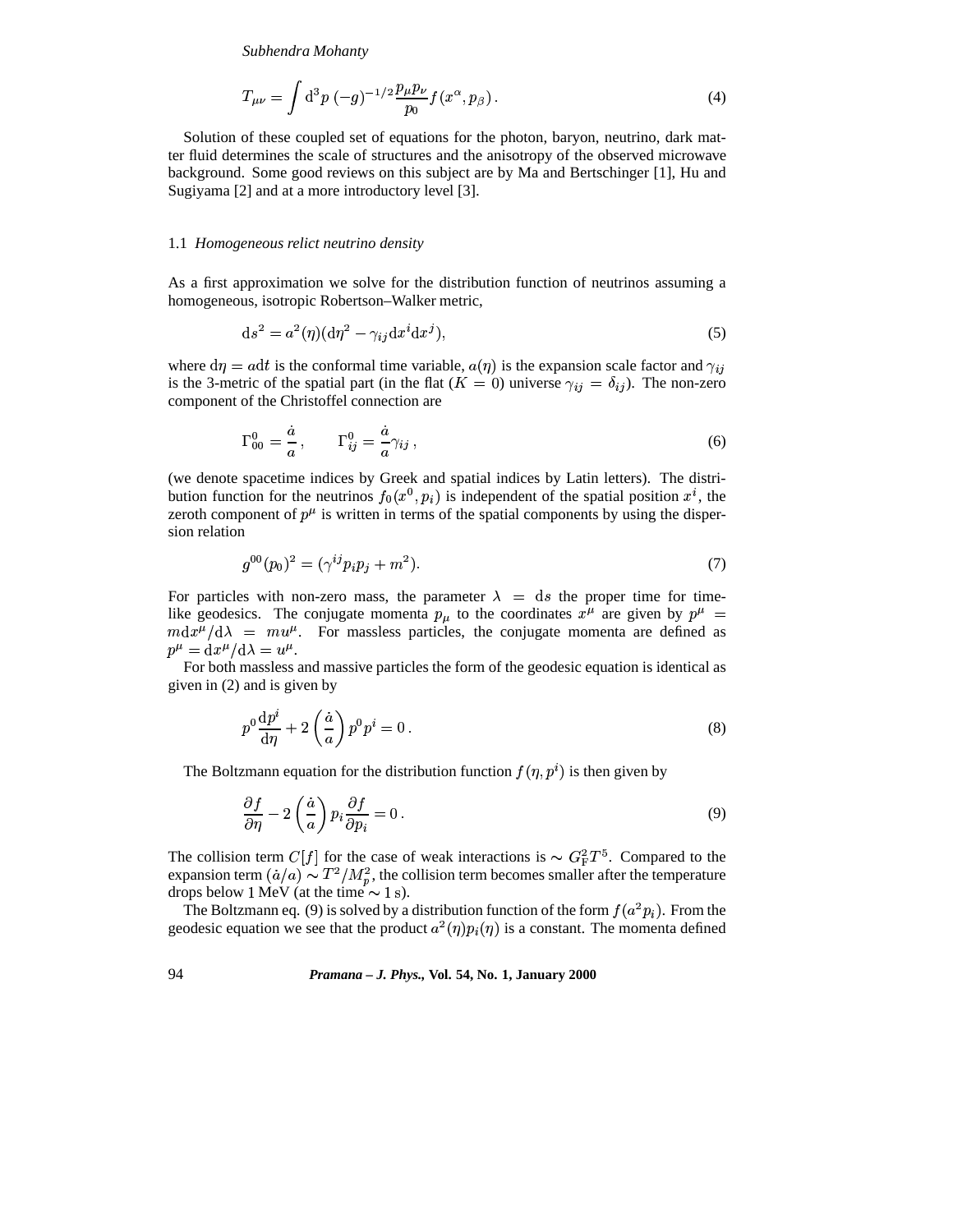$$T_{\mu\nu} = \int \mathrm{d}^3p \, (-g)^{-1/2} \frac{p_\mu p_\nu}{p_0} f(x^\alpha, p_\beta) \,. \tag{4}$$

Solution of these coupled set of equations for the photon, baryon, neutrino, dark matter fluid determines the scale of structures and the anisotropy of the observed microwave background. Some good reviews on this subject are by Ma and Bertschinger [1], Hu and Sugiyama [2] and at a more introductory level [3].

### 1.1 *Homogeneous relict neutrino density*

As a first approximation we solve for the distribution function of neutrinos assuming a homogeneous, isotropic Robertson–Walker metric,

$$\mathrm{d}s^2 = a^2(\eta)(\mathrm{d}\eta^2 - \gamma_{ij}\mathrm{d}x^i\mathrm{d}x^j), \tag{5}$$

where $\mathrm{d}\eta = a\mathrm{d}t$ is the conformal time variable, $a(\eta)$ is the expansion scale factor and $\gamma_{ij}$ is the 3-metric of the spatial part (in the flat ($K = 0$) universe $\gamma_{ij} = \delta_{ij}$). The non-zero component of the Christoffel connection are

$$\Gamma^0_{00} = \frac{\dot{a}}{a} \,, \qquad \Gamma^0_{ij} = \frac{\dot{a}}{a}\gamma_{ij} \,, \tag{6}$$

(we denote spacetime indices by Greek and spatial indices by Latin letters). The distribution function for the neutrinos $f_0(x^0, p_i)$ is independent of the spatial position $x^i$, the zeroth component of $p^\mu$ is written in terms of the spatial components by using the dispersion relation

$$g^{00}(p_0)^2 = (\gamma^{ij}p_ip_j + m^2). \tag{7}$$

For particles with non-zero mass, the parameter $\lambda = \mathrm{d}s$ the proper time for time-like geodesics. The conjugate momenta $p_\mu$ to the coordinates $x^\mu$ are given by $p^\mu = m\mathrm{d}x^\mu/\mathrm{d}\lambda = mu^\mu$. For massless particles, the conjugate momenta are defined as $p^\mu = \mathrm{d}x^\mu/\mathrm{d}\lambda = u^\mu$.

For both massless and massive particles the form of the geodesic equation is identical as given in (2) and is given by

$$p^0 \frac{\mathrm{d}p^i}{\mathrm{d}\eta} + 2\left(\frac{\dot{a}}{a}\right) p^0 p^i = 0 \,. \tag{8}$$

The Boltzmann equation for the distribution function $f(\eta, p^i)$ is then given by

$$\frac{\partial f}{\partial \eta} - 2\left(\frac{\dot{a}}{a}\right) p_i \frac{\partial f}{\partial p_i} = 0 \,. \tag{9}$$

The collision term $C[f]$ for the case of weak interactions is $\sim G_\mathrm{F}^2 T^5$. Compared to the expansion term $(\dot{a}/a) \sim T^2/M_p^2$, the collision term becomes smaller after the temperature drops below 1 MeV (at the time $\sim 1$ s).

The Boltzmann eq. (9) is solved by a distribution function of the form $f(a^2 p_i)$. From the geodesic equation we see that the product $a^2(\eta)p_i(\eta)$ is a constant. The momenta defined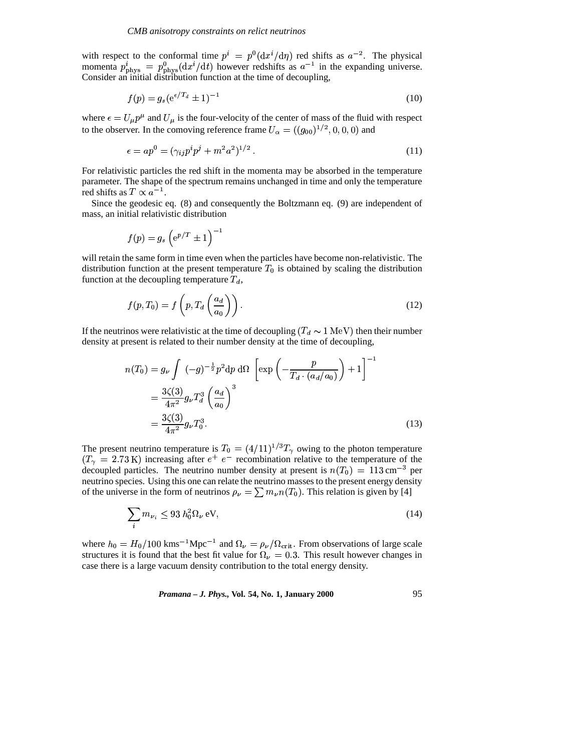with respect to the conformal time $p^i = p^0(\mathrm{d}x^i/\mathrm{d}\eta)$ red shifts as $a^{-2}$. The physical momenta $p^i_{\rm phys} = p^0_{\rm phys}(\mathrm{d}x^i/\mathrm{d}t)$ however redshifts as $a^{-1}$ in the expanding universe. Consider an initial distribution function at the time of decoupling,

$$f(p) = g_s(\mathrm{e}^{\epsilon/T_d} \pm 1)^{-1} \tag{10}$$

where $\epsilon = U_\mu p^\mu$ and $U_\mu$ is the four-velocity of the center of mass of the fluid with respect to the observer. In the comoving reference frame $U_\alpha = ((g_{00})^{1/2}, 0, 0, 0)$ and

$$\epsilon = ap^0 = (\gamma_{ij}p^i p^j + m^2 a^2)^{1/2}\,. \tag{11}$$

For relativistic particles the red shift in the momenta may be absorbed in the temperature parameter. The shape of the spectrum remains unchanged in time and only the temperature red shifts as $T \propto a^{-1}$.

Since the geodesic eq. (8) and consequently the Boltzmann eq. (9) are independent of mass, an initial relativistic distribution

$$f(p) = g_s\left(\mathrm{e}^{p/T} \pm 1\right)^{-1}$$

will retain the same form in time even when the particles have become non-relativistic. The distribution function at the present temperature $T_0$ is obtained by scaling the distribution function at the decoupling temperature $T_d$,

$$f(p, T_0) = f\left(p, T_d\left(\frac{a_d}{a_0}\right)\right). \tag{12}$$

If the neutrinos were relativistic at the time of decoupling ($T_d \sim 1\,\mathrm{MeV}$) then their number density at present is related to their number density at the time of decoupling,

$$\begin{aligned} n(T_0) &= g_\nu \int\ (-g)^{-\frac{1}{2}} p^2 \mathrm{d}p\,\mathrm{d}\Omega\ \left[\exp\left(-\frac{p}{T_d \cdot (a_d/a_0)}\right) + 1\right]^{-1} \\ &= \frac{3\zeta(3)}{4\pi^2} g_\nu T_d^3 \left(\frac{a_d}{a_0}\right)^3 \\ &= \frac{3\zeta(3)}{4\pi^2} g_\nu T_0^3. \end{aligned} \tag{13}$$

The present neutrino temperature is $T_0 = (4/11)^{1/3} T_\gamma$ owing to the photon temperature ($T_\gamma = 2.73\,\mathrm{K}$) increasing after $e^+\ e^-$ recombination relative to the temperature of the decoupled particles. The neutrino number density at present is $n(T_0) = 113\,\mathrm{cm}^{-3}$ per neutrino species. Using this one can relate the neutrino masses to the present energy density of the universe in the form of neutrinos $\rho_\nu = \sum m_\nu n(T_0)$. This relation is given by [4]

$$\sum_i m_{\nu_i} \leq 93\, h_0^2 \Omega_\nu \text{ eV}, \tag{14}$$

where $h_0 = H_0/100$ kms$^{-1}$Mpc$^{-1}$ and $\Omega_\nu = \rho_\nu/\Omega_{\rm crit}$. From observations of large scale structures it is found that the best fit value for $\Omega_\nu = 0.3$. This result however changes in case there is a large vacuum density contribution to the total energy density.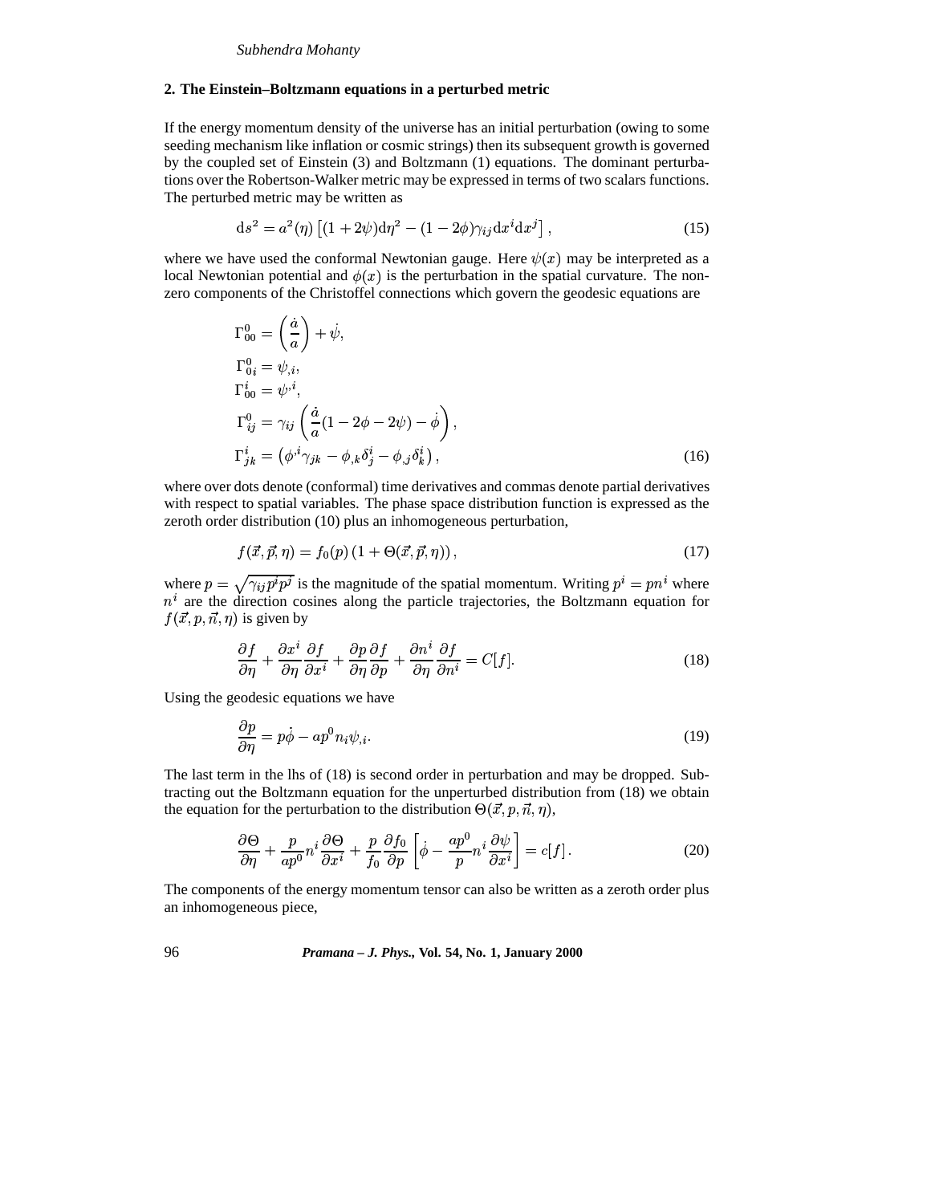## 2. The Einstein–Boltzmann equations in a perturbed metric

If the energy momentum density of the universe has an initial perturbation (owing to some seeding mechanism like inflation or cosmic strings) then its subsequent growth is governed by the coupled set of Einstein (3) and Boltzmann (1) equations. The dominant perturbations over the Robertson-Walker metric may be expressed in terms of two scalars functions. The perturbed metric may be written as

$$\mathrm{d}s^2 = a^2(\eta)\left[(1+2\psi)\mathrm{d}\eta^2 - (1-2\phi)\gamma_{ij}\mathrm{d}x^i\mathrm{d}x^j\right], \tag{15}$$

where we have used the conformal Newtonian gauge. Here $\psi(x)$ may be interpreted as a local Newtonian potential and $\phi(x)$ is the perturbation in the spatial curvature. The non-zero components of the Christoffel connections which govern the geodesic equations are

$$\begin{aligned}
\Gamma^0_{00} &= \left(\frac{\dot{a}}{a}\right) + \dot{\psi}, \\
\Gamma^0_{0i} &= \psi_{,i}, \\
\Gamma^i_{00} &= \psi^{,i}, \\
\Gamma^0_{ij} &= \gamma_{ij}\left(\frac{\dot{a}}{a}(1-2\phi-2\psi) - \dot{\phi}\right), \\
\Gamma^i_{jk} &= \left(\phi^{,i}\gamma_{jk} - \phi_{,k}\delta^i_j - \phi_{,j}\delta^i_k\right),
\end{aligned} \tag{16}$$

where over dots denote (conformal) time derivatives and commas denote partial derivatives with respect to spatial variables. The phase space distribution function is expressed as the zeroth order distribution (10) plus an inhomogeneous perturbation,

$$f(\vec{x},\vec{p},\eta) = f_0(p)\left(1 + \Theta(\vec{x},\vec{p},\eta)\right), \tag{17}$$

where $p = \sqrt{\gamma_{ij}p^i p^j}$ is the magnitude of the spatial momentum. Writing $p^i = pn^i$ where $n^i$ are the direction cosines along the particle trajectories, the Boltzmann equation for $f(\vec{x},p,\vec{n},\eta)$ is given by

$$\frac{\partial f}{\partial \eta} + \frac{\partial x^i}{\partial \eta}\frac{\partial f}{\partial x^i} + \frac{\partial p}{\partial \eta}\frac{\partial f}{\partial p} + \frac{\partial n^i}{\partial \eta}\frac{\partial f}{\partial n^i} = C[f]. \tag{18}$$

Using the geodesic equations we have

$$\frac{\partial p}{\partial \eta} = p\dot{\phi} - ap^0 n_i \psi_{,i}. \tag{19}$$

The last term in the lhs of (18) is second order in perturbation and may be dropped. Subtracting out the Boltzmann equation for the unperturbed distribution from (18) we obtain the equation for the perturbation to the distribution $\Theta(\vec{x},p,\vec{n},\eta)$,

$$\frac{\partial \Theta}{\partial \eta} + \frac{p}{ap^0}n^i\frac{\partial \Theta}{\partial x^i} + \frac{p}{f_0}\frac{\partial f_0}{\partial p}\left[\dot{\phi} - \frac{ap^0}{p}n^i\frac{\partial \psi}{\partial x^i}\right] = c[f]. \tag{20}$$

The components of the energy momentum tensor can also be written as a zeroth order plus an inhomogeneous piece,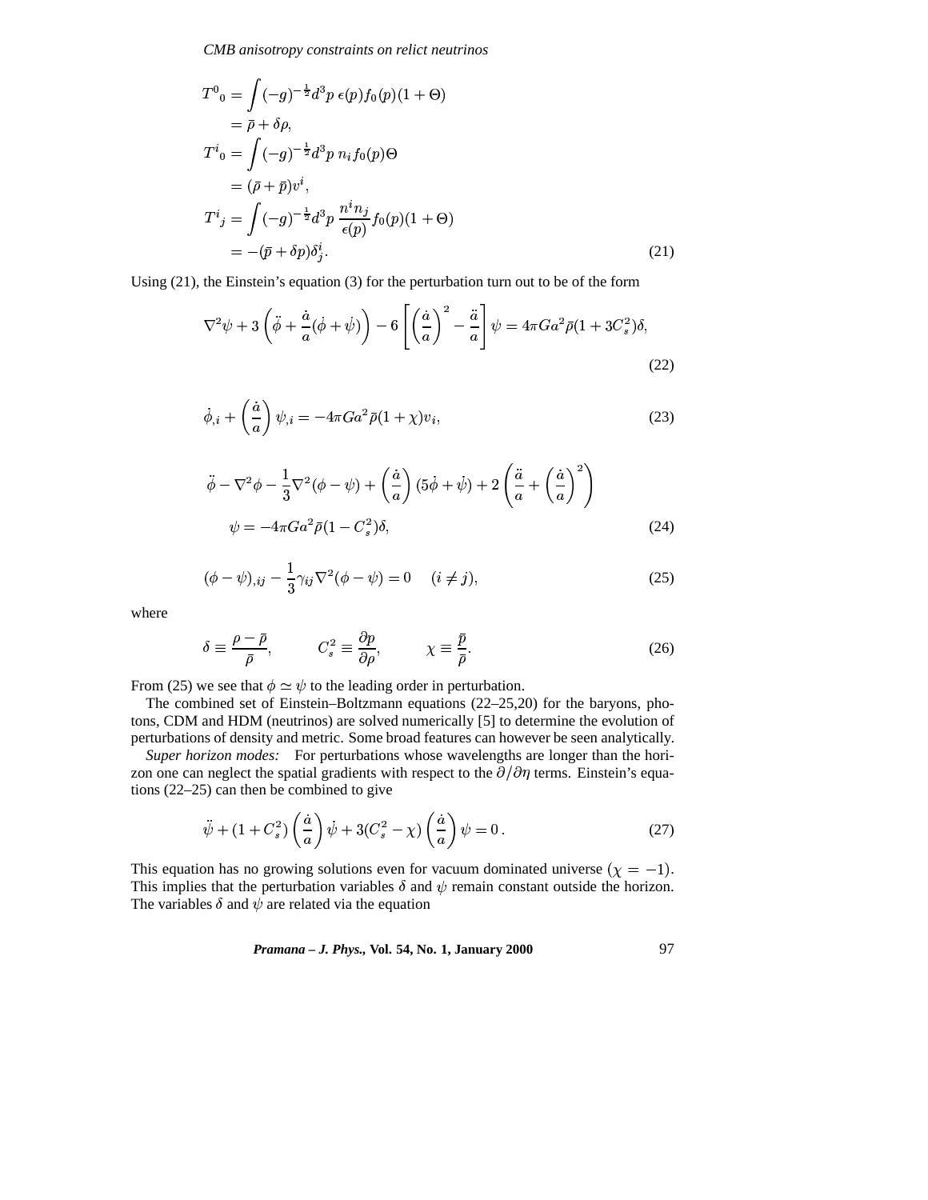$$
\begin{aligned}
T^0{}_0 &= \int (-g)^{-\frac{1}{2}} d^3p \, \epsilon(p) f_0(p)(1+\Theta) \\
&= \bar{\rho} + \delta\rho, \\
T^i{}_0 &= \int (-g)^{-\frac{1}{2}} d^3p \, n_i f_0(p)\Theta \\
&= (\bar{\rho} + \bar{p})v^i, \\
T^i{}_j &= \int (-g)^{-\frac{1}{2}} d^3p \, \frac{n^i n_j}{\epsilon(p)} f_0(p)(1+\Theta) \\
&= -(\bar{p} + \delta p)\delta^i_j.
\end{aligned}
\tag{21}
$$

Using (21), the Einstein's equation (3) for the perturbation turn out to be of the form

$$
\nabla^2\psi + 3\left(\ddot{\phi} + \frac{\dot{a}}{a}(\dot{\phi} + \dot{\psi})\right) - 6\left[\left(\frac{\dot{a}}{a}\right)^2 - \frac{\ddot{a}}{a}\right]\psi = 4\pi G a^2 \bar{\rho}(1 + 3C_s^2)\delta,
\tag{22}
$$

$$
\dot{\phi}_{,i} + \left(\frac{\dot{a}}{a}\right)\psi_{,i} = -4\pi G a^2 \bar{\rho}(1+\chi)v_i,
\tag{23}
$$

$$
\begin{aligned}
&\ddot{\phi} - \nabla^2\phi - \frac{1}{3}\nabla^2(\phi - \psi) + \left(\frac{\dot{a}}{a}\right)(5\dot{\phi} + \dot{\psi}) + 2\left(\frac{\ddot{a}}{a} + \left(\frac{\dot{a}}{a}\right)^2\right) \\
&\quad \psi = -4\pi G a^2 \bar{\rho}(1 - C_s^2)\delta,
\end{aligned}
\tag{24}
$$

$$
(\phi - \psi)_{,ij} - \frac{1}{3}\gamma_{ij}\nabla^2(\phi - \psi) = 0 \qquad (i \neq j),
\tag{25}
$$

where

$$
\delta \equiv \frac{\rho - \bar{\rho}}{\bar{\rho}}, \qquad C_s^2 \equiv \frac{\partial p}{\partial \rho}, \qquad \chi \equiv \frac{\bar{p}}{\bar{\rho}}.
\tag{26}
$$

From (25) we see that $\phi \simeq \psi$ to the leading order in perturbation.

The combined set of Einstein–Boltzmann equations (22–25,20) for the baryons, photons, CDM and HDM (neutrinos) are solved numerically [5] to determine the evolution of perturbations of density and metric. Some broad features can however be seen analytically.

*Super horizon modes:* For perturbations whose wavelengths are longer than the horizon one can neglect the spatial gradients with respect to the $\partial/\partial\eta$ terms. Einstein's equations (22–25) can then be combined to give

$$
\ddot{\psi} + (1 + C_s^2)\left(\frac{\dot{a}}{a}\right)\dot{\psi} + 3(C_s^2 - \chi)\left(\frac{\dot{a}}{a}\right)\psi = 0\,.
\tag{27}
$$

This equation has no growing solutions even for vacuum dominated universe ($\chi = -1$). This implies that the perturbation variables $\delta$ and $\psi$ remain constant outside the horizon. The variables $\delta$ and $\psi$ are related via the equation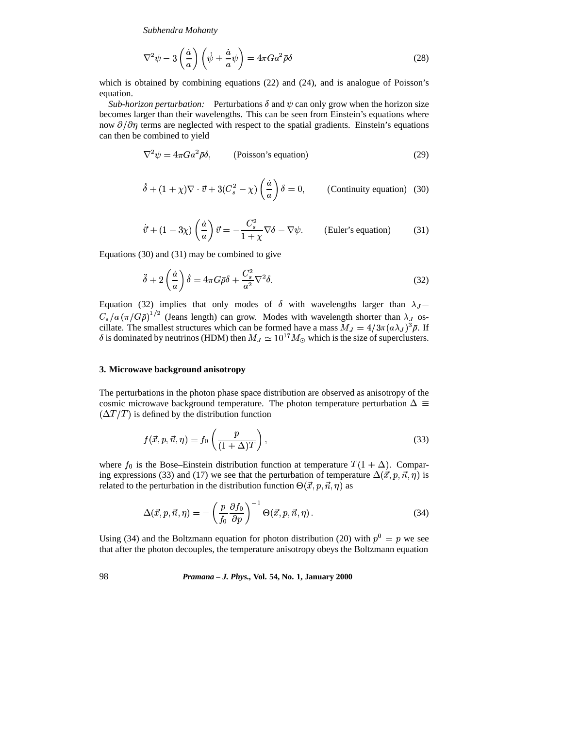$$\nabla^2 \psi - 3\left(\frac{\dot{a}}{a}\right)\left(\dot{\psi} + \frac{\dot{a}}{a}\psi\right) = 4\pi G a^2 \bar{\rho}\delta \tag{28}$$

which is obtained by combining equations (22) and (24), and is analogue of Poisson's equation.

*Sub-horizon perturbation:* Perturbations $\delta$ and $\psi$ can only grow when the horizon size becomes larger than their wavelengths. This can be seen from Einstein's equations where now $\partial/\partial\eta$ terms are neglected with respect to the spatial gradients. Einstein's equations can then be combined to yield

$$\nabla^2 \psi = 4\pi G a^2 \bar{\rho}\delta, \qquad \text{(Poisson's equation)} \tag{29}$$

$$\dot{\delta} + (1+\chi)\nabla\cdot\vec{v} + 3(C_s^2 - \chi)\left(\frac{\dot{a}}{a}\right)\delta = 0, \qquad \text{(Continuity equation)} \tag{30}$$

$$\dot{\vec{v}} + (1-3\chi)\left(\frac{\dot{a}}{a}\right)\vec{v} = -\frac{C_s^2}{1+\chi}\nabla\delta - \nabla\psi. \qquad \text{(Euler's equation)} \tag{31}$$

Equations (30) and (31) may be combined to give

$$\ddot{\delta} + 2\left(\frac{\dot{a}}{a}\right)\dot{\delta} = 4\pi G\bar{\rho}\delta + \frac{C_s^2}{a^2}\nabla^2\delta. \tag{32}$$

Equation (32) implies that only modes of $\delta$ with wavelengths larger than $\lambda_J = C_s/a\,(\pi/G\bar{\rho})^{1/2}$ (Jeans length) can grow. Modes with wavelength shorter than $\lambda_J$ oscillate. The smallest structures which can be formed have a mass $M_J = 4/3\pi(a\lambda_J)^3\bar{\rho}$. If $\delta$ is dominated by neutrinos (HDM) then $M_J \simeq 10^{17} M_\odot$ which is the size of superclusters.

## 3. Microwave background anisotropy

The perturbations in the photon phase space distribution are observed as anisotropy of the cosmic microwave background temperature. The photon temperature perturbation $\Delta \equiv (\Delta T/T)$ is defined by the distribution function

$$f(\vec{x}, p, \vec{n}, \eta) = f_0\left(\frac{p}{(1+\Delta)T}\right), \tag{33}$$

where $f_0$ is the Bose–Einstein distribution function at temperature $T(1+\Delta)$. Comparing expressions (33) and (17) we see that the perturbation of temperature $\Delta(\vec{x}, p, \vec{n}, \eta)$ is related to the perturbation in the distribution function $\Theta(\vec{x}, p, \vec{n}, \eta)$ as

$$\Delta(\vec{x}, p, \vec{n}, \eta) = -\left(\frac{p}{f_0}\frac{\partial f_0}{\partial p}\right)^{-1}\Theta(\vec{x}, p, \vec{n}, \eta). \tag{34}$$

Using (34) and the Boltzmann equation for photon distribution (20) with $p^0 = p$ we see that after the photon decouples, the temperature anisotropy obeys the Boltzmann equation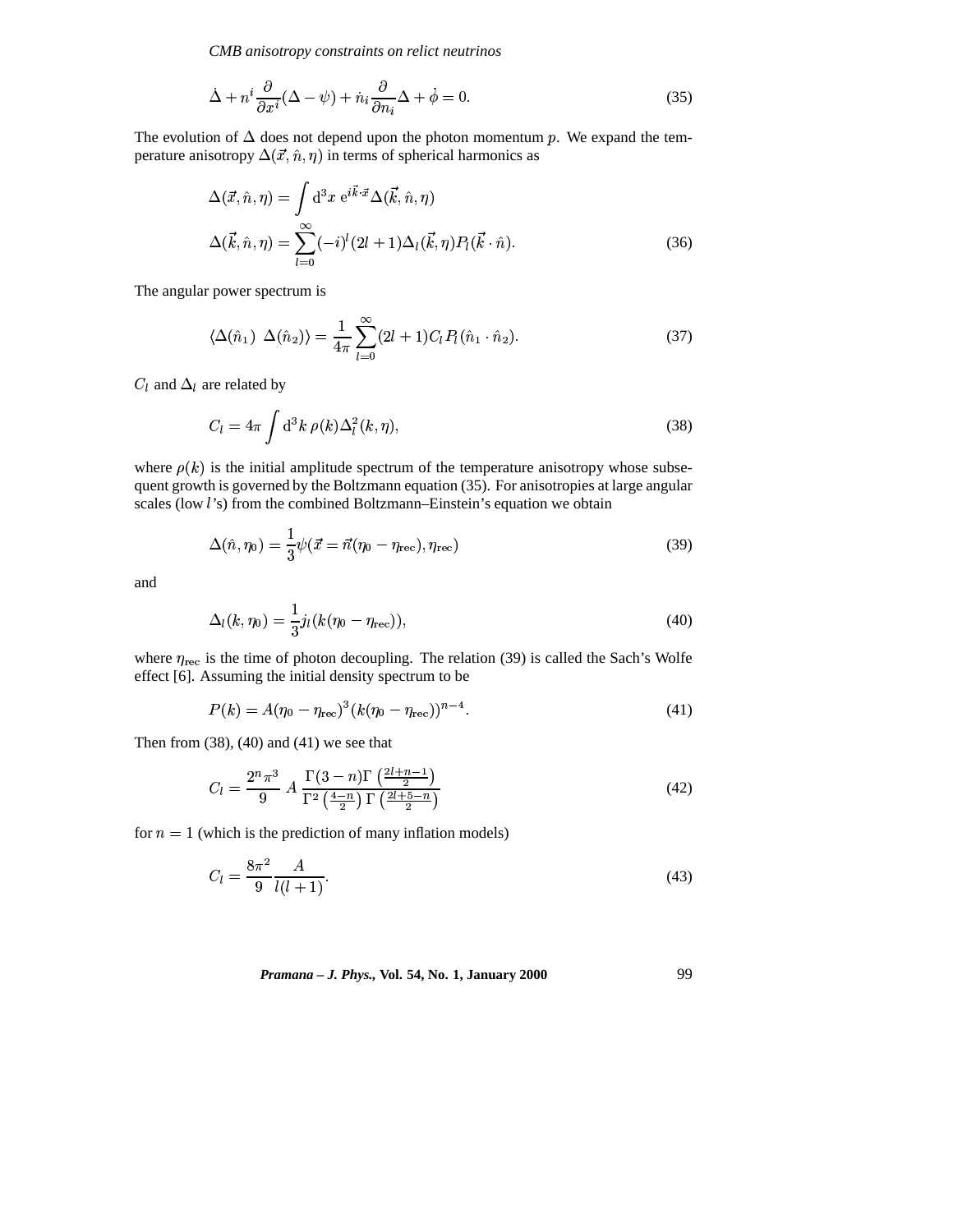$$\dot{\Delta} + n^i \frac{\partial}{\partial x^i}(\Delta - \psi) + \dot{n}_i \frac{\partial}{\partial n_i}\Delta + \dot{\phi} = 0. \tag{35}$$

The evolution of $\Delta$ does not depend upon the photon momentum $p$. We expand the temperature anisotropy $\Delta(\vec{x}, \hat{n}, \eta)$ in terms of spherical harmonics as

$$\Delta(\vec{x}, \hat{n}, \eta) = \int \mathrm{d}^3 x \; \mathrm{e}^{i\vec{k}\cdot\vec{x}} \Delta(\vec{k}, \hat{n}, \eta)$$

$$\Delta(\vec{k}, \hat{n}, \eta) = \sum_{l=0}^{\infty} (-i)^l (2l+1) \Delta_l(\vec{k}, \eta) P_l(\vec{k} \cdot \hat{n}). \tag{36}$$

The angular power spectrum is

$$\langle \Delta(\hat{n}_1) \;\; \Delta(\hat{n}_2) \rangle = \frac{1}{4\pi} \sum_{l=0}^{\infty} (2l+1) C_l P_l(\hat{n}_1 \cdot \hat{n}_2). \tag{37}$$

$C_l$ and $\Delta_l$ are related by

$$C_l = 4\pi \int \mathrm{d}^3 k \, \rho(k) \Delta_l^2(k, \eta), \tag{38}$$

where $\rho(k)$ is the initial amplitude spectrum of the temperature anisotropy whose subsequent growth is governed by the Boltzmann equation (35). For anisotropies at large angular scales (low $l$'s) from the combined Boltzmann–Einstein's equation we obtain

$$\Delta(\hat{n}, \eta_0) = \frac{1}{3} \psi(\vec{x} = \vec{n}(\eta_0 - \eta_{\mathrm{rec}}), \eta_{\mathrm{rec}}) \tag{39}$$

and

$$\Delta_l(k, \eta_0) = \frac{1}{3} j_l(k(\eta_0 - \eta_{\mathrm{rec}})), \tag{40}$$

where $\eta_{\mathrm{rec}}$ is the time of photon decoupling. The relation (39) is called the Sach's Wolfe effect [6]. Assuming the initial density spectrum to be

$$P(k) = A(\eta_0 - \eta_{\mathrm{rec}})^3 (k(\eta_0 - \eta_{\mathrm{rec}}))^{n-4}. \tag{41}$$

Then from (38), (40) and (41) we see that

$$C_l = \frac{2^n \pi^3}{9} \; A \; \frac{\Gamma(3-n) \Gamma\left(\frac{2l+n-1}{2}\right)}{\Gamma^2\left(\frac{4-n}{2}\right) \Gamma\left(\frac{2l+5-n}{2}\right)} \tag{42}$$

for $n = 1$ (which is the prediction of many inflation models)

$$C_l = \frac{8\pi^2}{9} \frac{A}{l(l+1)}. \tag{43}$$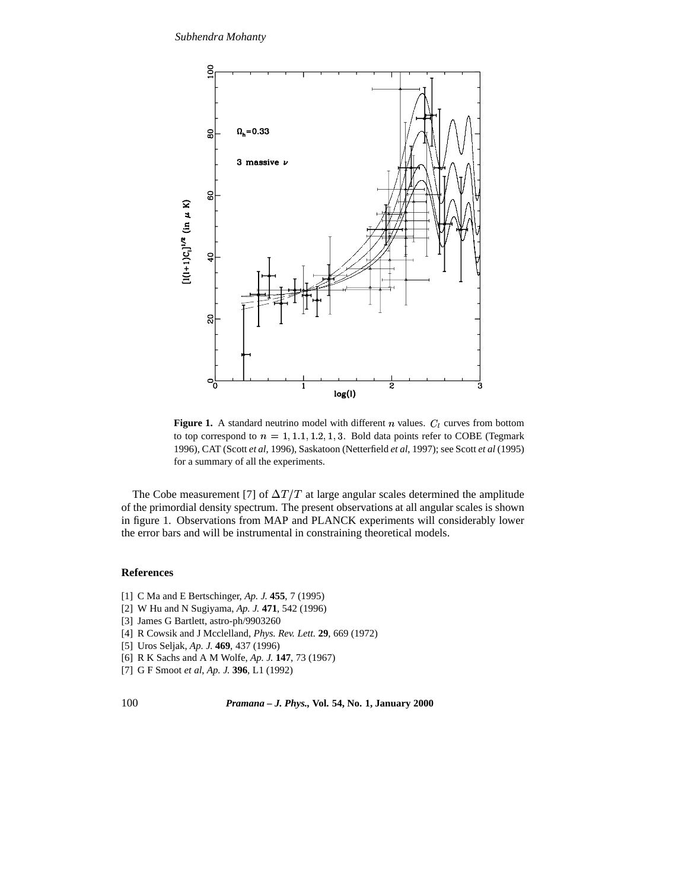$\Omega_h=0.33$

3 massive $\nu$

$[l(l+1)C_l]^{1/2}$ (in $\mu$ K)

log(l)

**Figure 1.** A standard neutrino model with different $n$ values. $C_l$ curves from bottom to top correspond to $n = 1, 1.1, 1.2, 1, 3$. Bold data points refer to COBE (Tegmark 1996), CAT (Scott *et al*, 1996), Saskatoon (Netterfield *et al*, 1997); see Scott *et al* (1995) for a summary of all the experiments.

The Cobe measurement [7] of $\Delta T/T$ at large angular scales determined the amplitude of the primordial density spectrum. The present observations at all angular scales is shown in figure 1. Observations from MAP and PLANCK experiments will considerably lower the error bars and will be instrumental in constraining theoretical models.

## References

[1] C Ma and E Bertschinger, *Ap. J.* **455**, 7 (1995)
[2] W Hu and N Sugiyama, *Ap. J.* **471**, 542 (1996)
[3] James G Bartlett, astro-ph/9903260
[4] R Cowsik and J Mcclelland, *Phys. Rev. Lett.* **29**, 669 (1972)
[5] Uros Seljak, *Ap. J.* **469**, 437 (1996)
[6] R K Sachs and A M Wolfe, *Ap. J.* **147**, 73 (1967)
[7] G F Smoot *et al*, *Ap. J.* **396**, L1 (1992)